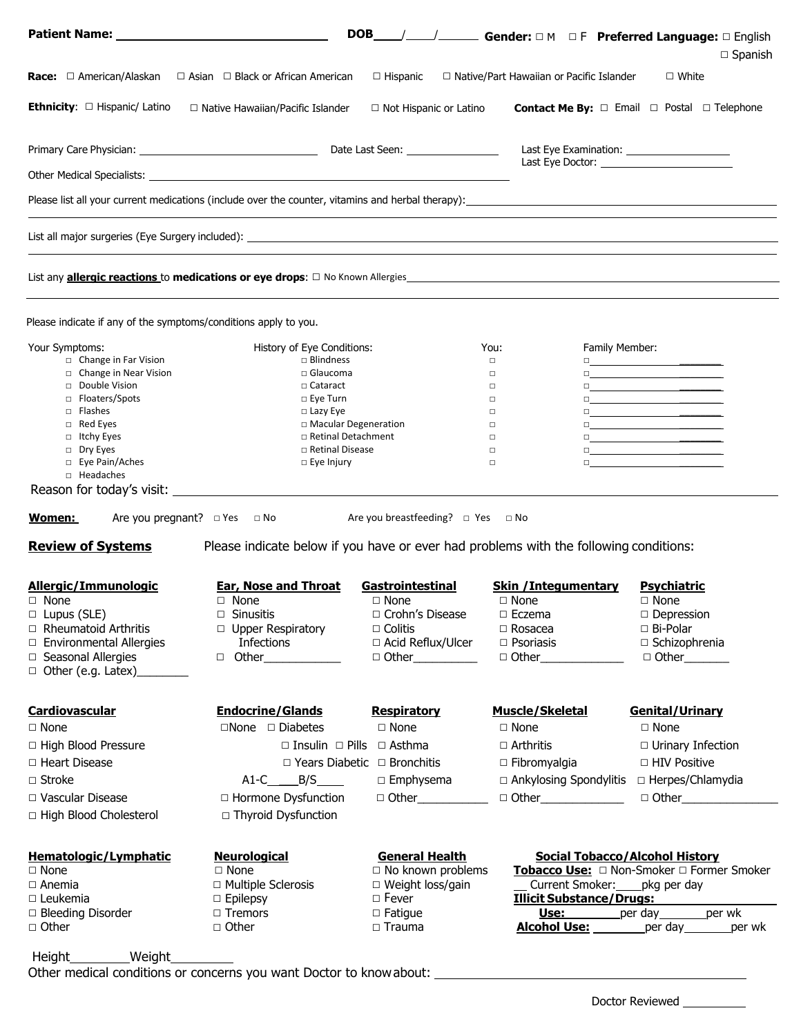**Patient Name:** ______________________________ **DOB**\_\_\_\_/\_\_\_\_/\_\_\_\_\_\_ **Gender:** □ M □ F **Preferred Language:** □ English □ Spanish

**Race:** □ American/Alaskan □ Asian □ Black or African American □ Hispanic □ Native/Part Hawaiian or Pacific Islander □ White

**Ethnicity**: □ Hispanic/ Latino □ Native Hawaiian/Pacific Islander □ Not Hispanic or Latino **Contact Me By:** □ Email □ Postal □ Telephone

Primary Care Physician: ______________________ Date Last Seen: ______________ Last Eye Examination: ________________

Last Eye Doctor: ________________

Other Medical Specialists: ____________________________________________

Please list all your current medications (include over the counter, vitamins and herbal therapy): ____________________________________________

List all major surgeries (Eye Surgery included): ____________________________________________

List any **allergic reactions** to **medications or eye drops**: □ No Known Allergies ____________________________________________

Please indicate if any of the symptoms/conditions apply to you.

| Your Symptoms: | History of Eye Conditions: | You: | Family Member: |
|---|---|---|---|
| □ Change in Far Vision | □ Blindness | □ | □ ______________ |
| □ Change in Near Vision | □ Glaucoma | □ | □ ______________ |
| □ Double Vision | □ Cataract | □ | □ ______________ |
| □ Floaters/Spots | □ Eye Turn | □ | □ ______________ |
| □ Flashes | □ Lazy Eye | □ | □ ______________ |
| □ Red Eyes | □ Macular Degeneration | □ | □ ______________ |
| □ Itchy Eyes | □ Retinal Detachment | □ | □ ______________ |
| □ Dry Eyes | □ Retinal Disease | □ | □ ______________ |
| □ Eye Pain/Aches | □ Eye Injury | □ | □ ______________ |
| □ Headaches | | | |

Reason for today's visit: ____________________________________________

**Women:** Are you pregnant? □ Yes □ No Are you breastfeeding? □ Yes □ No

**Review of Systems** Please indicate below if you have or ever had problems with the following conditions:

**Allergic/Immunologic**
- □ None
- □ Lupus (SLE)
- □ Rheumatoid Arthritis
- □ Environmental Allergies
- □ Seasonal Allergies
- □ Other (e.g. Latex)________

**Ear, Nose and Throat**
- □ None
- □ Sinusitis
- □ Upper Respiratory Infections
- □ Other____________

**Gastrointestinal**
- □ None
- □ Crohn's Disease
- □ Colitis
- □ Acid Reflux/Ulcer
- □ Other__________

**Skin /Integumentary**
- □ None
- □ Eczema
- □ Rosacea
- □ Psoriasis
- □ Other_____________

**Psychiatric**
- □ None
- □ Depression
- □ Bi-Polar
- □ Schizophrenia
- □ Other_______

**Cardiovascular**
- □ None
- □ High Blood Pressure
- □ Heart Disease
- □ Stroke
- □ Vascular Disease
- □ High Blood Cholesterol

**Endocrine/Glands**
- □None □ Diabetes
- □ Insulin □ Pills
- □ Years Diabetic
- A1-C\_\_\_\_B/S\_\_\_\_
- □ Hormone Dysfunction
- □ Thyroid Dysfunction

**Respiratory**
- □ None
- □ Asthma
- □ Bronchitis
- □ Emphysema
- □ Other___________

**Muscle/Skeletal**
- □ None
- □ Arthritis
- □ Fibromyalgia
- □ Ankylosing Spondylitis
- □ Other_____________

**Genital/Urinary**
- □ None
- □ Urinary Infection
- □ HIV Positive
- □ Herpes/Chlamydia
- □ Other_______________

**Hematologic/Lymphatic**
- □ None
- □ Anemia
- □ Leukemia
- □ Bleeding Disorder
- □ Other

**Neurological**
- □ None
- □ Multiple Sclerosis
- □ Epilepsy
- □ Tremors
- □ Other

**General Health**
- □ No known problems
- □ Weight loss/gain
- □ Fever
- □ Fatigue
- □ Trauma

**Social Tobacco/Alcohol History**

**Tobacco Use:** □ Non-Smoker □ Former Smoker

\_\_ Current Smoker:\_\_\_\_pkg per day

**Illicit Substance/Drugs:** ______________

**Use:** ________per day_______per wk

**Alcohol Use:** ________per day_______per wk

Height_________Weight_________

Other medical conditions or concerns you want Doctor to know about: ____________________________________________

Doctor Reviewed __________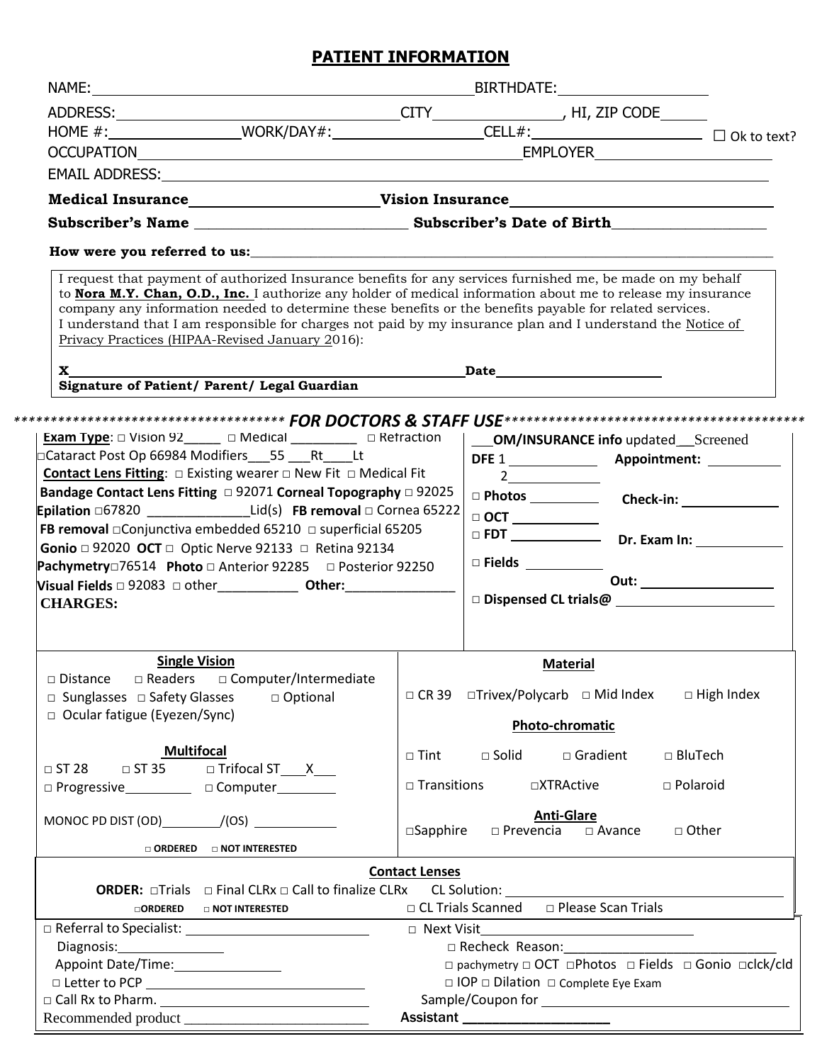# PATIENT INFORMATION

NAME: ____________________ BIRTHDATE: ____________

ADDRESS: ____________________ CITY ____________, HI, ZIP CODE ______

HOME #: ____________ WORK/DAY#: ____________ CELL#: ____________ ☐ Ok to text?

OCCUPATION ____________________ EMPLOYER ____________

EMAIL ADDRESS: ____________________

**Medical Insurance** ____________ **Vision Insurance** ____________

**Subscriber's Name** ____________ **Subscriber's Date of Birth** ____________

**How were you referred to us:** ____________________

I request that payment of authorized Insurance benefits for any services furnished me, be made on my behalf to **Nora M.Y. Chan, O.D., Inc.** I authorize any holder of medical information about me to release my insurance company any information needed to determine these benefits or the benefits payable for related services. I understand that I am responsible for charges not paid by my insurance plan and I understand the Notice of Privacy Practices (HIPAA-Revised January 2016):

**X** ____________________ **Date** ____________

**Signature of Patient/ Parent/ Legal Guardian**

************************************ ***FOR DOCTORS & STAFF USE*** ****************************************

**Exam Type**: □ Vision 92_____ □ Medical _________ □ Refraction

□Cataract Post Op 66984 Modifiers___55 ___Rt____Lt

**Contact Lens Fitting**: □ Existing wearer □ New Fit □ Medical Fit

**Bandage Contact Lens Fitting** □ 92071 **Corneal Topography** □ 92025

**Epilation** □67820 ______________Lid(s) **FB removal** □ Cornea 65222

**FB removal** □Conjunctiva embedded 65210 □ superficial 65205

**Gonio** □ 92020 **OCT** □ Optic Nerve 92133 □ Retina 92134

**Pachymetry**□76514 **Photo** □ Anterior 92285 □ Posterior 92250

**Visual Fields** □ 92083 □ other___________ **Other:**_______________

**CHARGES:**

___**OM/INSURANCE info** updated__Screened

**DFE** 1 ____________ **Appointment:** __________

2____________

□ **Photos** _________ **Check-in:** ____________

□ **OCT** ___________

□ **FDT** ___________ **Dr. Exam In:** ___________

□ **Fields** __________

**Out:** ______________

□ **Dispensed CL trials@** ____________

**Single Vision**

□ Distance □ Readers □ Computer/Intermediate

□ Sunglasses □ Safety Glasses □ Optional

□ Ocular fatigue (Eyezen/Sync)

**Multifocal**

□ ST 28 □ ST 35 □ Trifocal ST___X___

□ Progressive_________ □ Computer________

MONOC PD DIST (OD)________/(OS) ___________

□ **ORDERED** □ **NOT INTERESTED**

**Material**

□ CR 39 □Trivex/Polycarb □ Mid Index □ High Index

**Photo-chromatic**

□ Tint □ Solid □ Gradient □ BluTech

□ Transitions □XTRActive □ Polaroid

**Anti-Glare**

□Sapphire □ Prevencia □ Avance □ Other

**Contact Lenses**

**ORDER:** □Trials □ Final CLRx □ Call to finalize CLRx CL Solution: ____________

□**ORDERED** □ **NOT INTERESTED** □ CL Trials Scanned □ Please Scan Trials

□ Referral to Specialist: ____________

Diagnosis: ____________

Appoint Date/Time: ____________

□ Letter to PCP ____________

□ Call Rx to Pharm. ____________

Recommended product ____________

□ Next Visit____________

□ Recheck Reason: ____________

□ pachymetry □ OCT □Photos □ Fields □ Gonio □clck/cld

□ IOP □ Dilation □ Complete Eye Exam

Sample/Coupon for ____________

**Assistant** ____________